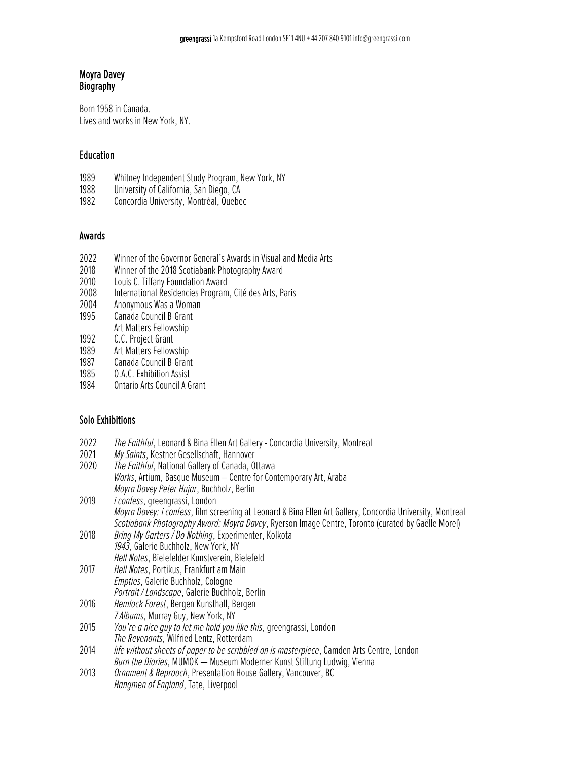# Moyra Davey
## Biography

Born 1958 in Canada.
Lives and works in New York, NY.

### Education

1989 Whitney Independent Study Program, New York, NY
1988 University of California, San Diego, CA
1982 Concordia University, Montréal, Quebec

### Awards

2022 Winner of the Governor General's Awards in Visual and Media Arts
2018 Winner of the 2018 Scotiabank Photography Award
2010 Louis C. Tiffany Foundation Award
2008 International Residencies Program, Cité des Arts, Paris
2004 Anonymous Was a Woman
1995 Canada Council B-Grant
Art Matters Fellowship
1992 C.C. Project Grant
1989 Art Matters Fellowship
1987 Canada Council B-Grant
1985 O.A.C. Exhibition Assist
1984 Ontario Arts Council A Grant

### Solo Exhibitions

2022 *The Faithful*, Leonard & Bina Ellen Art Gallery - Concordia University, Montreal
2021 *My Saints*, Kestner Gesellschaft, Hannover
2020 *The Faithful*, National Gallery of Canada, Ottawa
*Works*, Artium, Basque Museum – Centre for Contemporary Art, Araba
*Moyra Davey Peter Hujar*, Buchholz, Berlin
2019 *i confess*, greengrassi, London
*Moyra Davey: i confess*, film screening at Leonard & Bina Ellen Art Gallery, Concordia University, Montreal
*Scotiabank Photography Award: Moyra Davey*, Ryerson Image Centre, Toronto (curated by Gaëlle Morel)
2018 *Bring My Garters / Do Nothing*, Experimenter, Kolkota
*1943*, Galerie Buchholz, New York, NY
*Hell Notes*, Bielefelder Kunstverein, Bielefeld
2017 *Hell Notes*, Portikus, Frankfurt am Main
*Empties*, Galerie Buchholz, Cologne
*Portrait / Landscape*, Galerie Buchholz, Berlin
2016 *Hemlock Forest*, Bergen Kunsthall, Bergen
*7 Albums*, Murray Guy, New York, NY
2015 *You're a nice guy to let me hold you like this*, greengrassi, London
*The Revenants*, Wilfried Lentz, Rotterdam
2014 *life without sheets of paper to be scribbled on is masterpiece*, Camden Arts Centre, London
*Burn the Diaries*, MUMOK — Museum Moderner Kunst Stiftung Ludwig, Vienna
2013 *Ornament & Reproach*, Presentation House Gallery, Vancouver, BC
*Hangmen of England*, Tate, Liverpool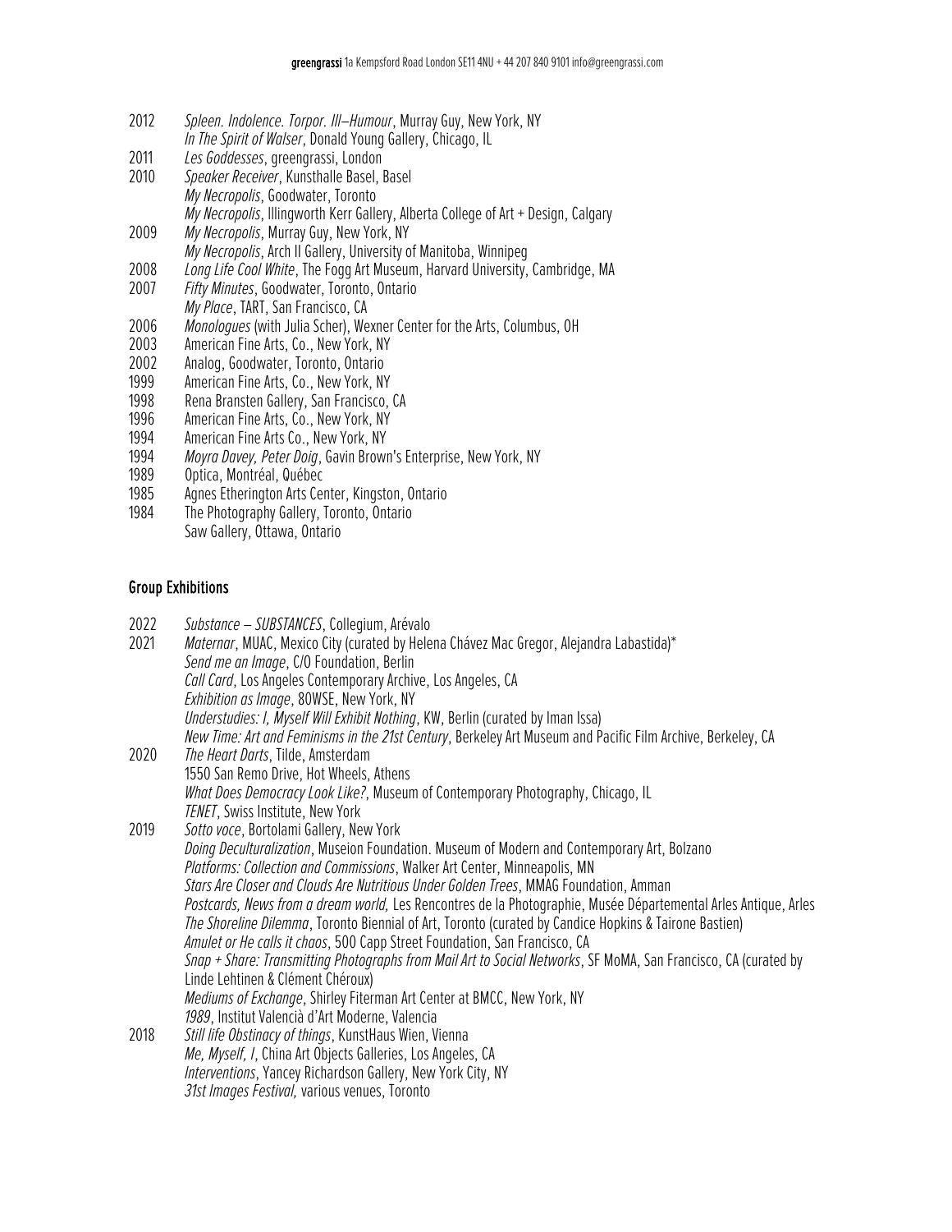2012 *Spleen. Indolence. Torpor. Ill–Humour*, Murray Guy, New York, NY
*In The Spirit of Walser*, Donald Young Gallery, Chicago, IL
2011 *Les Goddesses*, greengrassi, London
2010 *Speaker Receiver*, Kunsthalle Basel, Basel
*My Necropolis*, Goodwater, Toronto
*My Necropolis*, Illingworth Kerr Gallery, Alberta College of Art + Design, Calgary
2009 *My Necropolis*, Murray Guy, New York, NY
*My Necropolis*, Arch II Gallery, University of Manitoba, Winnipeg
2008 *Long Life Cool White*, The Fogg Art Museum, Harvard University, Cambridge, MA
2007 *Fifty Minutes*, Goodwater, Toronto, Ontario
*My Place*, TART, San Francisco, CA
2006 *Monologues* (with Julia Scher), Wexner Center for the Arts, Columbus, OH
2003 American Fine Arts, Co., New York, NY
2002 Analog, Goodwater, Toronto, Ontario
1999 American Fine Arts, Co., New York, NY
1998 Rena Bransten Gallery, San Francisco, CA
1996 American Fine Arts, Co., New York, NY
1994 American Fine Arts Co., New York, NY
1994 *Moyra Davey, Peter Doig*, Gavin Brown's Enterprise, New York, NY
1989 Optica, Montréal, Québec
1985 Agnes Etherington Arts Center, Kingston, Ontario
1984 The Photography Gallery, Toronto, Ontario
Saw Gallery, Ottawa, Ontario

## Group Exhibitions

2022 *Substance – SUBSTANCES*, Collegium, Arévalo
2021 *Maternar*, MUAC, Mexico City (curated by Helena Chávez Mac Gregor, Alejandra Labastida)*
*Send me an Image*, C/O Foundation, Berlin
*Call Card*, Los Angeles Contemporary Archive, Los Angeles, CA
*Exhibition as Image*, 80WSE, New York, NY
*Understudies: I, Myself Will Exhibit Nothing*, KW, Berlin (curated by Iman Issa)
*New Time: Art and Feminisms in the 21st Century*, Berkeley Art Museum and Pacific Film Archive, Berkeley, CA
2020 *The Heart Darts*, Tilde, Amsterdam
1550 San Remo Drive, Hot Wheels, Athens
*What Does Democracy Look Like?*, Museum of Contemporary Photography, Chicago, IL
*TENET*, Swiss Institute, New York
2019 *Sotto voce*, Bortolami Gallery, New York
*Doing Deculturalization*, Museion Foundation. Museum of Modern and Contemporary Art, Bolzano
*Platforms: Collection and Commissions*, Walker Art Center, Minneapolis, MN
*Stars Are Closer and Clouds Are Nutritious Under Golden Trees*, MMAG Foundation, Amman
*Postcards, News from a dream world,* Les Rencontres de la Photographie, Musée Départemental Arles Antique, Arles
*The Shoreline Dilemma*, Toronto Biennial of Art, Toronto (curated by Candice Hopkins & Tairone Bastien)
*Amulet or He calls it chaos*, 500 Capp Street Foundation, San Francisco, CA
*Snap + Share: Transmitting Photographs from Mail Art to Social Networks*, SF MoMA, San Francisco, CA (curated by Linde Lehtinen & Clément Chéroux)
*Mediums of Exchange*, Shirley Fiterman Art Center at BMCC, New York, NY
*1989*, Institut Valencià d'Art Moderne, Valencia
2018 *Still life Obstinacy of things*, KunstHaus Wien, Vienna
*Me, Myself, I*, China Art Objects Galleries, Los Angeles, CA
*Interventions*, Yancey Richardson Gallery, New York City, NY
*31st Images Festival,* various venues, Toronto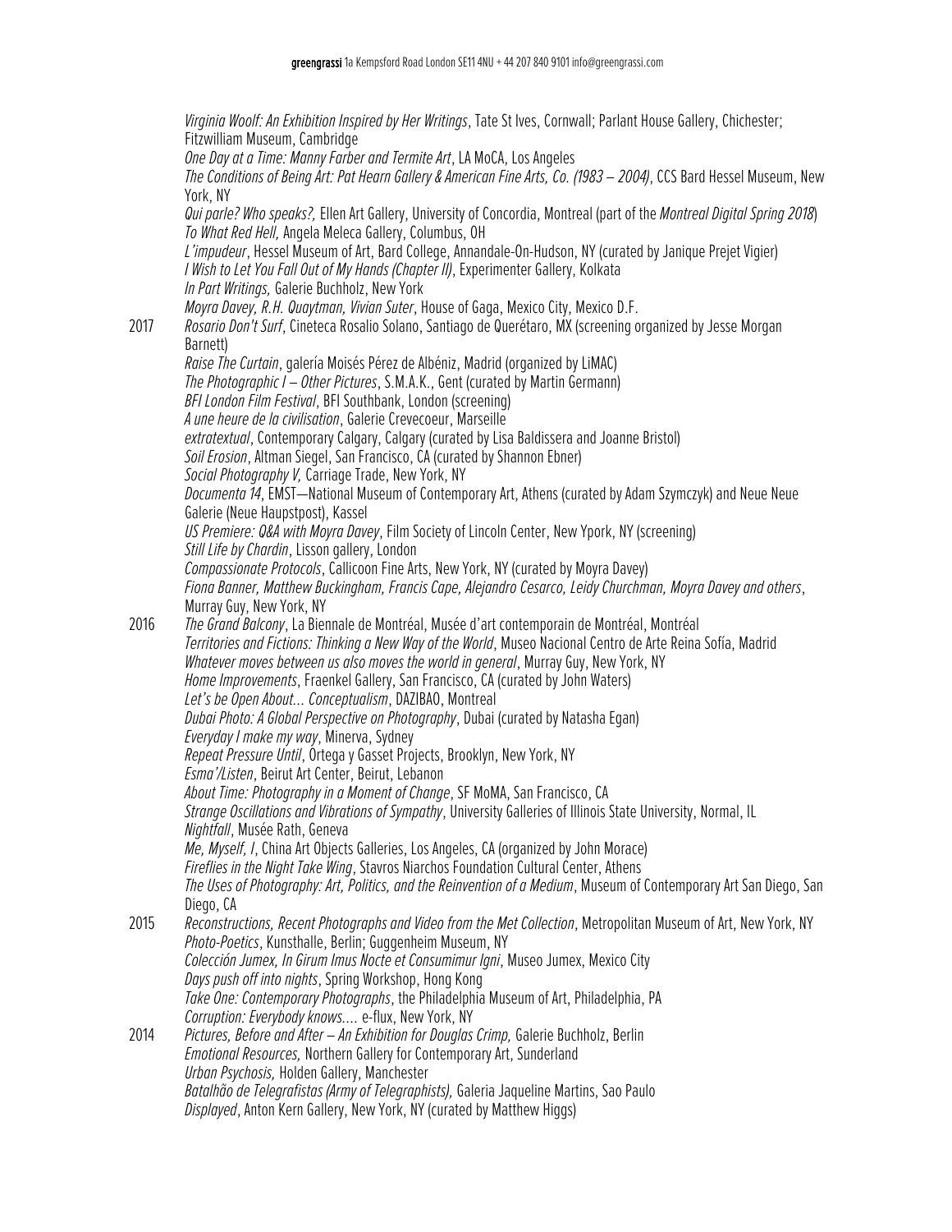*Virginia Woolf: An Exhibition Inspired by Her Writings*, Tate St Ives, Cornwall; Parlant House Gallery, Chichester; Fitzwilliam Museum, Cambridge
*One Day at a Time: Manny Farber and Termite Art*, LA MoCA, Los Angeles
*The Conditions of Being Art: Pat Hearn Gallery & American Fine Arts, Co. (1983 – 2004)*, CCS Bard Hessel Museum, New York, NY
*Qui parle? Who speaks?,* Ellen Art Gallery, University of Concordia, Montreal (part of the *Montreal Digital Spring 2018*)
*To What Red Hell,* Angela Meleca Gallery, Columbus, OH
*L'impudeur*, Hessel Museum of Art, Bard College, Annandale-On-Hudson, NY (curated by Janique Prejet Vigier)
*I Wish to Let You Fall Out of My Hands (Chapter II)*, Experimenter Gallery, Kolkata
*In Part Writings,* Galerie Buchholz, New York
*Moyra Davey, R.H. Quaytman, Vivian Suter*, House of Gaga, Mexico City, Mexico D.F.

2017
*Rosario Don't Surf*, Cineteca Rosalio Solano, Santiago de Querétaro, MX (screening organized by Jesse Morgan Barnett)
*Raise The Curtain*, galería Moisés Pérez de Albéniz, Madrid (organized by LiMAC)
*The Photographic I – Other Pictures*, S.M.A.K., Gent (curated by Martin Germann)
*BFI London Film Festival*, BFI Southbank, London (screening)
*A une heure de la civilisation*, Galerie Crevecoeur, Marseille
*extratextual*, Contemporary Calgary, Calgary (curated by Lisa Baldissera and Joanne Bristol)
*Soil Erosion*, Altman Siegel, San Francisco, CA (curated by Shannon Ebner)
*Social Photography V,* Carriage Trade, New York, NY
*Documenta 14*, EMST—National Museum of Contemporary Art, Athens (curated by Adam Szymczyk) and Neue Neue Galerie (Neue Hauptstpost), Kassel
*US Premiere: Q&A with Moyra Davey*, Film Society of Lincoln Center, New Ypork, NY (screening)
*Still Life by Chardin*, Lisson gallery, London
*Compassionate Protocols*, Callicoon Fine Arts, New York, NY (curated by Moyra Davey)
*Fiona Banner, Matthew Buckingham, Francis Cape, Alejandro Cesarco, Leidy Churchman, Moyra Davey and others*, Murray Guy, New York, NY

2016
*The Grand Balcony*, La Biennale de Montréal, Musée d'art contemporain de Montréal, Montréal
*Territories and Fictions: Thinking a New Way of the World*, Museo Nacional Centro de Arte Reina Sofía, Madrid
*Whatever moves between us also moves the world in general*, Murray Guy, New York, NY
*Home Improvements*, Fraenkel Gallery, San Francisco, CA (curated by John Waters)
*Let's be Open About… Conceptualism*, DAZIBAO, Montreal
*Dubai Photo: A Global Perspective on Photography*, Dubai (curated by Natasha Egan)
*Everyday I make my way*, Minerva, Sydney
*Repeat Pressure Until*, Ortega y Gasset Projects, Brooklyn, New York, NY
*Esma'/Listen*, Beirut Art Center, Beirut, Lebanon
*About Time: Photography in a Moment of Change*, SF MoMA, San Francisco, CA
*Strange Oscillations and Vibrations of Sympathy*, University Galleries of Illinois State University, Normal, IL
*Nightfall*, Musée Rath, Geneva
*Me, Myself, I*, China Art Objects Galleries, Los Angeles, CA (organized by John Morace)
*Fireflies in the Night Take Wing*, Stavros Niarchos Foundation Cultural Center, Athens
*The Uses of Photography: Art, Politics, and the Reinvention of a Medium*, Museum of Contemporary Art San Diego, San Diego, CA

2015
*Reconstructions, Recent Photographs and Video from the Met Collection*, Metropolitan Museum of Art, New York, NY
*Photo-Poetics*, Kunsthalle, Berlin; Guggenheim Museum, NY
*Colección Jumex, In Girum Imus Nocte et Consumimur Igni*, Museo Jumex, Mexico City
*Days push off into nights*, Spring Workshop, Hong Kong
*Take One: Contemporary Photographs*, the Philadelphia Museum of Art, Philadelphia, PA
*Corruption: Everybody knows….* e-flux, New York, NY

2014
*Pictures, Before and After – An Exhibition for Douglas Crimp,* Galerie Buchholz, Berlin
*Emotional Resources,* Northern Gallery for Contemporary Art, Sunderland
*Urban Psychosis,* Holden Gallery, Manchester
*Batalhão de Telegrafistas (Army of Telegraphists),* Galeria Jaqueline Martins, Sao Paulo
*Displayed*, Anton Kern Gallery, New York, NY (curated by Matthew Higgs)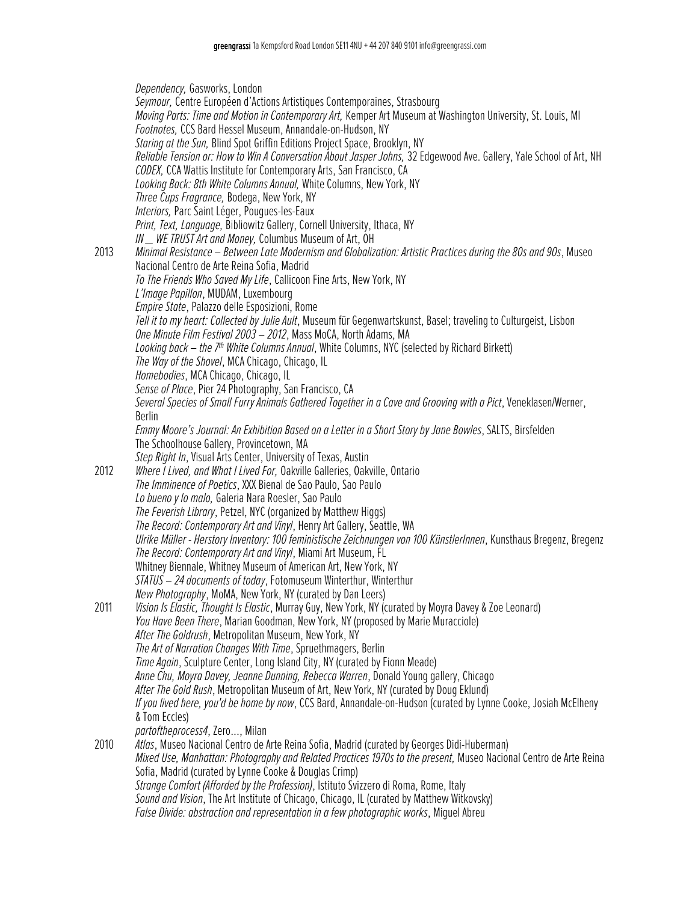*Dependency,* Gasworks, London
*Seymour,* Centre Européen d'Actions Artistiques Contemporaines, Strasbourg
*Moving Parts: Time and Motion in Contemporary Art,* Kemper Art Museum at Washington University, St. Louis, MI
*Footnotes,* CCS Bard Hessel Museum, Annandale-on-Hudson, NY
*Staring at the Sun,* Blind Spot Griffin Editions Project Space, Brooklyn, NY
*Reliable Tension or: How to Win A Conversation About Jasper Johns,* 32 Edgewood Ave. Gallery, Yale School of Art, NH
*CODEX,* CCA Wattis Institute for Contemporary Arts, San Francisco, CA
*Looking Back: 8th White Columns Annual,* White Columns, New York, NY
*Three Cups Fragrance,* Bodega, New York, NY
*Interiors,* Parc Saint Léger, Pougues-les-Eaux
*Print, Text, Language,* Bibliowitz Gallery, Cornell University, Ithaca, NY
*IN __ WE TRUST Art and Money,* Columbus Museum of Art, OH

2013 *Minimal Resistance – Between Late Modernism and Globalization: Artistic Practices during the 80s and 90s*, Museo Nacional Centro de Arte Reina Sofia, Madrid
*To The Friends Who Saved My Life*, Callicoon Fine Arts, New York, NY
*L'Image Papillon*, MUDAM, Luxembourg
*Empire State*, Palazzo delle Esposizioni, Rome
*Tell it to my heart: Collected by Julie Ault*, Museum für Gegenwartskunst, Basel; traveling to Culturgeist, Lisbon
*One Minute Film Festival 2003 – 2012*, Mass MoCA, North Adams, MA
*Looking back – the 7th White Columns Annual*, White Columns, NYC (selected by Richard Birkett)
*The Way of the Shovel*, MCA Chicago, Chicago, IL
*Homebodies*, MCA Chicago, Chicago, IL
*Sense of Place*, Pier 24 Photography, San Francisco, CA
*Several Species of Small Furry Animals Gathered Together in a Cave and Grooving with a Pict*, Veneklasen/Werner, Berlin
*Emmy Moore's Journal: An Exhibition Based on a Letter in a Short Story by Jane Bowles*, SALTS, Birsfelden
The Schoolhouse Gallery, Provincetown, MA
*Step Right In*, Visual Arts Center, University of Texas, Austin

2012 *Where I Lived, and What I Lived For,* Oakville Galleries, Oakville, Ontario
*The Imminence of Poetics*, XXX Bienal de Sao Paulo, Sao Paulo
*Lo bueno y lo malo,* Galeria Nara Roesler, Sao Paulo
*The Feverish Library*, Petzel, NYC (organized by Matthew Higgs)
*The Record: Contemporary Art and Vinyl*, Henry Art Gallery, Seattle, WA
*Ulrike Müller - Herstory Inventory: 100 feministische Zeichnungen von 100 KünstlerInnen*, Kunsthaus Bregenz, Bregenz
*The Record: Contemporary Art and Vinyl*, Miami Art Museum, FL
Whitney Biennale, Whitney Museum of American Art, New York, NY
*STATUS – 24 documents of today*, Fotomuseum Winterthur, Winterthur
*New Photography*, MoMA, New York, NY (curated by Dan Leers)

2011 *Vision Is Elastic, Thought Is Elastic*, Murray Guy, New York, NY (curated by Moyra Davey & Zoe Leonard)
*You Have Been There*, Marian Goodman, New York, NY (proposed by Marie Muracciole)
*After The Goldrush*, Metropolitan Museum, New York, NY
*The Art of Narration Changes With Time*, Spruethmagers, Berlin
*Time Again*, Sculpture Center, Long Island City, NY (curated by Fionn Meade)
*Anne Chu, Moyra Davey, Jeanne Dunning, Rebecca Warren*, Donald Young gallery, Chicago
*After The Gold Rush*, Metropolitan Museum of Art, New York, NY (curated by Doug Eklund)
*If you lived here, you'd be home by now*, CCS Bard, Annandale-on-Hudson (curated by Lynne Cooke, Josiah McElheny & Tom Eccles)
*partoftheprocess4*, Zero..., Milan

2010 *Atlas*, Museo Nacional Centro de Arte Reina Sofia, Madrid (curated by Georges Didi-Huberman)
*Mixed Use, Manhattan: Photography and Related Practices 1970s to the present,* Museo Nacional Centro de Arte Reina Sofia, Madrid (curated by Lynne Cooke & Douglas Crimp)
*Strange Comfort (Afforded by the Profession)*, Istituto Svizzero di Roma, Rome, Italy
*Sound and Vision*, The Art Institute of Chicago, Chicago, IL (curated by Matthew Witkovsky)
*False Divide: abstraction and representation in a few photographic works*, Miguel Abreu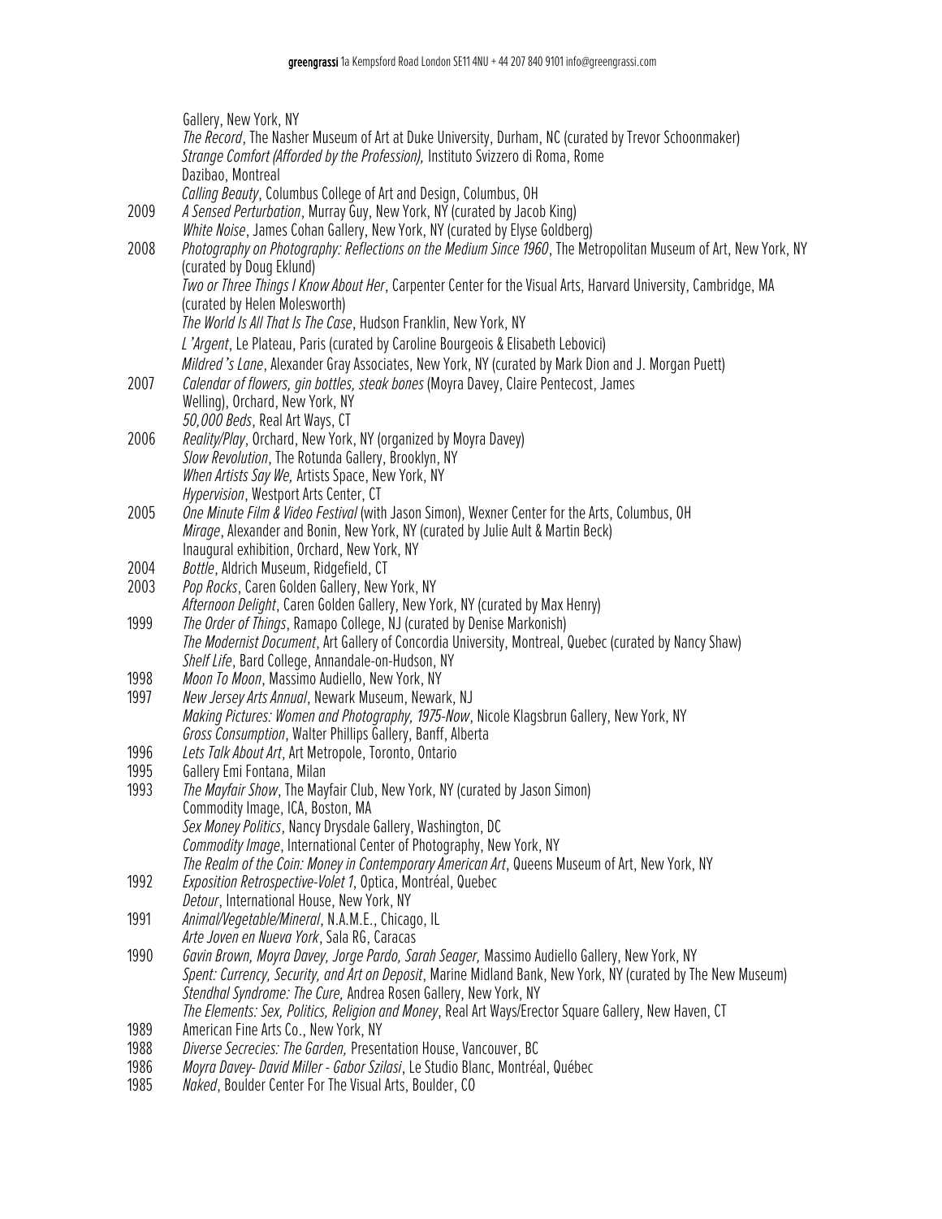Gallery, New York, NY
*The Record*, The Nasher Museum of Art at Duke University, Durham, NC (curated by Trevor Schoonmaker)
*Strange Comfort (Afforded by the Profession),* Instituto Svizzero di Roma, Rome
Dazibao, Montreal
*Calling Beauty*, Columbus College of Art and Design, Columbus, OH

2009 *A Sensed Perturbation*, Murray Guy, New York, NY (curated by Jacob King)
*White Noise*, James Cohan Gallery, New York, NY (curated by Elyse Goldberg)

2008 *Photography on Photography: Reflections on the Medium Since 1960*, The Metropolitan Museum of Art, New York, NY (curated by Doug Eklund)
*Two or Three Things I Know About Her*, Carpenter Center for the Visual Arts, Harvard University, Cambridge, MA (curated by Helen Molesworth)
*The World Is All That Is The Case*, Hudson Franklin, New York, NY
*L'Argent*, Le Plateau, Paris (curated by Caroline Bourgeois & Elisabeth Lebovici)
*Mildred's Lane*, Alexander Gray Associates, New York, NY (curated by Mark Dion and J. Morgan Puett)

2007 *Calendar of flowers, gin bottles, steak bones* (Moyra Davey, Claire Pentecost, James Welling), Orchard, New York, NY
*50,000 Beds*, Real Art Ways, CT

2006 *Reality/Play*, Orchard, New York, NY (organized by Moyra Davey)
*Slow Revolution*, The Rotunda Gallery, Brooklyn, NY
*When Artists Say We,* Artists Space, New York, NY
*Hypervision*, Westport Arts Center, CT

2005 *One Minute Film & Video Festival* (with Jason Simon), Wexner Center for the Arts, Columbus, OH
*Mirage*, Alexander and Bonin, New York, NY (curated by Julie Ault & Martin Beck)
Inaugural exhibition, Orchard, New York, NY

2004 *Bottle*, Aldrich Museum, Ridgefield, CT

2003 *Pop Rocks*, Caren Golden Gallery, New York, NY
*Afternoon Delight*, Caren Golden Gallery, New York, NY (curated by Max Henry)

1999 *The Order of Things*, Ramapo College, NJ (curated by Denise Markonish)
*The Modernist Document*, Art Gallery of Concordia University, Montreal, Quebec (curated by Nancy Shaw)
*Shelf Life*, Bard College, Annandale-on-Hudson, NY

1998 *Moon To Moon*, Massimo Audiello, New York, NY

1997 *New Jersey Arts Annual*, Newark Museum, Newark, NJ
*Making Pictures: Women and Photography, 1975-Now*, Nicole Klagsbrun Gallery, New York, NY
*Gross Consumption*, Walter Phillips Gallery, Banff, Alberta

1996 *Lets Talk About Art*, Art Metropole, Toronto, Ontario

1995 Gallery Emi Fontana, Milan

1993 *The Mayfair Show*, The Mayfair Club, New York, NY (curated by Jason Simon)
Commodity Image, ICA, Boston, MA
*Sex Money Politics*, Nancy Drysdale Gallery, Washington, DC
*Commodity Image*, International Center of Photography, New York, NY
*The Realm of the Coin: Money in Contemporary American Art*, Queens Museum of Art, New York, NY

1992 *Exposition Retrospective-Volet 1*, Optica, Montréal, Quebec
*Detour*, International House, New York, NY

1991 *Animal/Vegetable/Mineral*, N.A.M.E., Chicago, IL
*Arte Joven en Nueva York*, Sala RG, Caracas

1990 *Gavin Brown, Moyra Davey, Jorge Pardo, Sarah Seager,* Massimo Audiello Gallery, New York, NY
*Spent: Currency, Security, and Art on Deposit*, Marine Midland Bank, New York, NY (curated by The New Museum)
*Stendhal Syndrome: The Cure,* Andrea Rosen Gallery, New York, NY
*The Elements: Sex, Politics, Religion and Money*, Real Art Ways/Erector Square Gallery, New Haven, CT

1989 American Fine Arts Co., New York, NY

1988 *Diverse Secrecies: The Garden,* Presentation House, Vancouver, BC

1986 *Moyra Davey- David Miller - Gabor Szilasi*, Le Studio Blanc, Montréal, Québec

1985 *Naked*, Boulder Center For The Visual Arts, Boulder, CO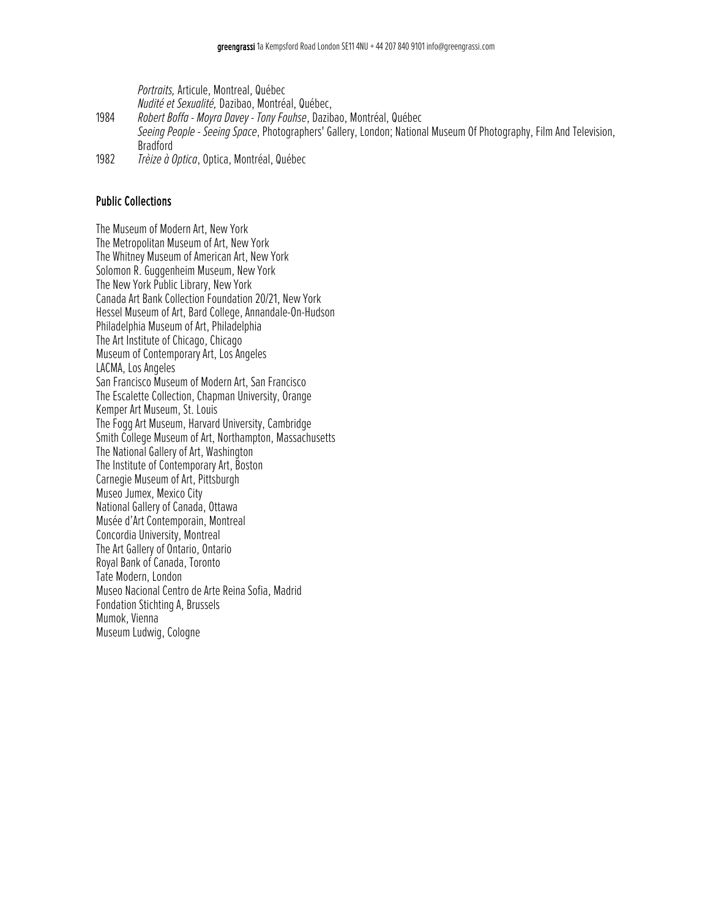*Portraits,* Articule, Montreal, Québec
*Nudité et Sexualité,* Dazibao, Montréal, Québec,

1984 *Robert Boffa - Moyra Davey - Tony Fouhse*, Dazibao, Montréal, Québec
*Seeing People - Seeing Space*, Photographers' Gallery, London; National Museum Of Photography, Film And Television, Bradford

1982 *Trèize à Optica*, Optica, Montréal, Québec

## Public Collections

The Museum of Modern Art, New York
The Metropolitan Museum of Art, New York
The Whitney Museum of American Art, New York
Solomon R. Guggenheim Museum, New York
The New York Public Library, New York
Canada Art Bank Collection Foundation 20/21, New York
Hessel Museum of Art, Bard College, Annandale-On-Hudson
Philadelphia Museum of Art, Philadelphia
The Art Institute of Chicago, Chicago
Museum of Contemporary Art, Los Angeles
LACMA, Los Angeles
San Francisco Museum of Modern Art, San Francisco
The Escalette Collection, Chapman University, Orange
Kemper Art Museum, St. Louis
The Fogg Art Museum, Harvard University, Cambridge
Smith College Museum of Art, Northampton, Massachusetts
The National Gallery of Art, Washington
The Institute of Contemporary Art, Boston
Carnegie Museum of Art, Pittsburgh
Museo Jumex, Mexico City
National Gallery of Canada, Ottawa
Musée d'Art Contemporain, Montreal
Concordia University, Montreal
The Art Gallery of Ontario, Ontario
Royal Bank of Canada, Toronto
Tate Modern, London
Museo Nacional Centro de Arte Reina Sofia, Madrid
Fondation Stichting A, Brussels
Mumok, Vienna
Museum Ludwig, Cologne